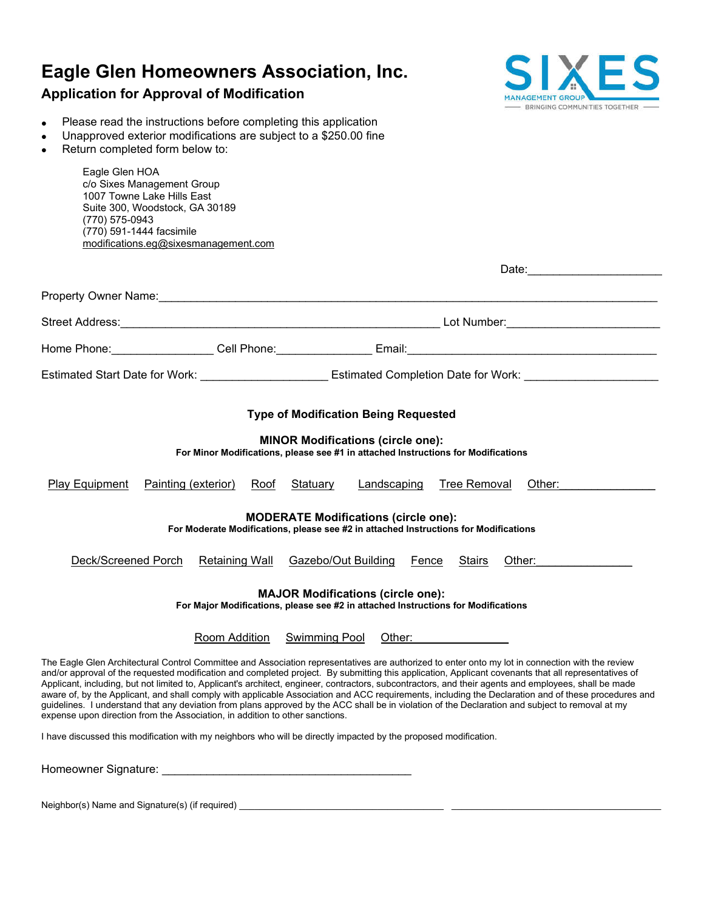# Eagle Glen Homeowners Association, Inc.

## Application for Approval of Modification

SIXES MANAGEMENT GROUP — BRINGING COMMUNITIES TOGETHER

- Please read the instructions before completing this application
- Unapproved exterior modifications are subject to a $250.00 fine
- Return completed form below to:

Eagle Glen HOA
c/o Sixes Management Group
1007 Towne Lake Hills East
Suite 300, Woodstock, GA 30189
(770) 575-0943
(770) 591-1444 facsimile
modifications.eg@sixesmanagement.com

Date:____________________

Property Owner Name:____________________________________________________________________________

Street Address:__________________________________________________ Lot Number:_______________________

Home Phone:_______________ Cell Phone:_______________ Email:______________________________________

Estimated Start Date for Work: ____________________ Estimated Completion Date for Work: ____________________

### Type of Modification Being Requested

**MINOR Modifications (circle one):**
**For Minor Modifications, please see #1 in attached Instructions for Modifications**

Play Equipment    Painting (exterior)    Roof    Statuary    Landscaping    Tree Removal    Other:_______________

**MODERATE Modifications (circle one):**
**For Moderate Modifications, please see #2 in attached Instructions for Modifications**

Deck/Screened Porch    Retaining Wall    Gazebo/Out Building    Fence    Stairs    Other:_______________

**MAJOR Modifications (circle one):**
**For Major Modifications, please see #2 in attached Instructions for Modifications**

Room Addition    Swimming Pool    Other:_______________

The Eagle Glen Architectural Control Committee and Association representatives are authorized to enter onto my lot in connection with the review and/or approval of the requested modification and completed project. By submitting this application, Applicant covenants that all representatives of Applicant, including, but not limited to, Applicant's architect, engineer, contractors, subcontractors, and their agents and employees, shall be made aware of, by the Applicant, and shall comply with applicable Association and ACC requirements, including the Declaration and of these procedures and guidelines. I understand that any deviation from plans approved by the ACC shall be in violation of the Declaration and subject to removal at my expense upon direction from the Association, in addition to other sanctions.

I have discussed this modification with my neighbors who will be directly impacted by the proposed modification.

Homeowner Signature: ________________________________________

Neighbor(s) Name and Signature(s) (if required) ________________________________________ ________________________________________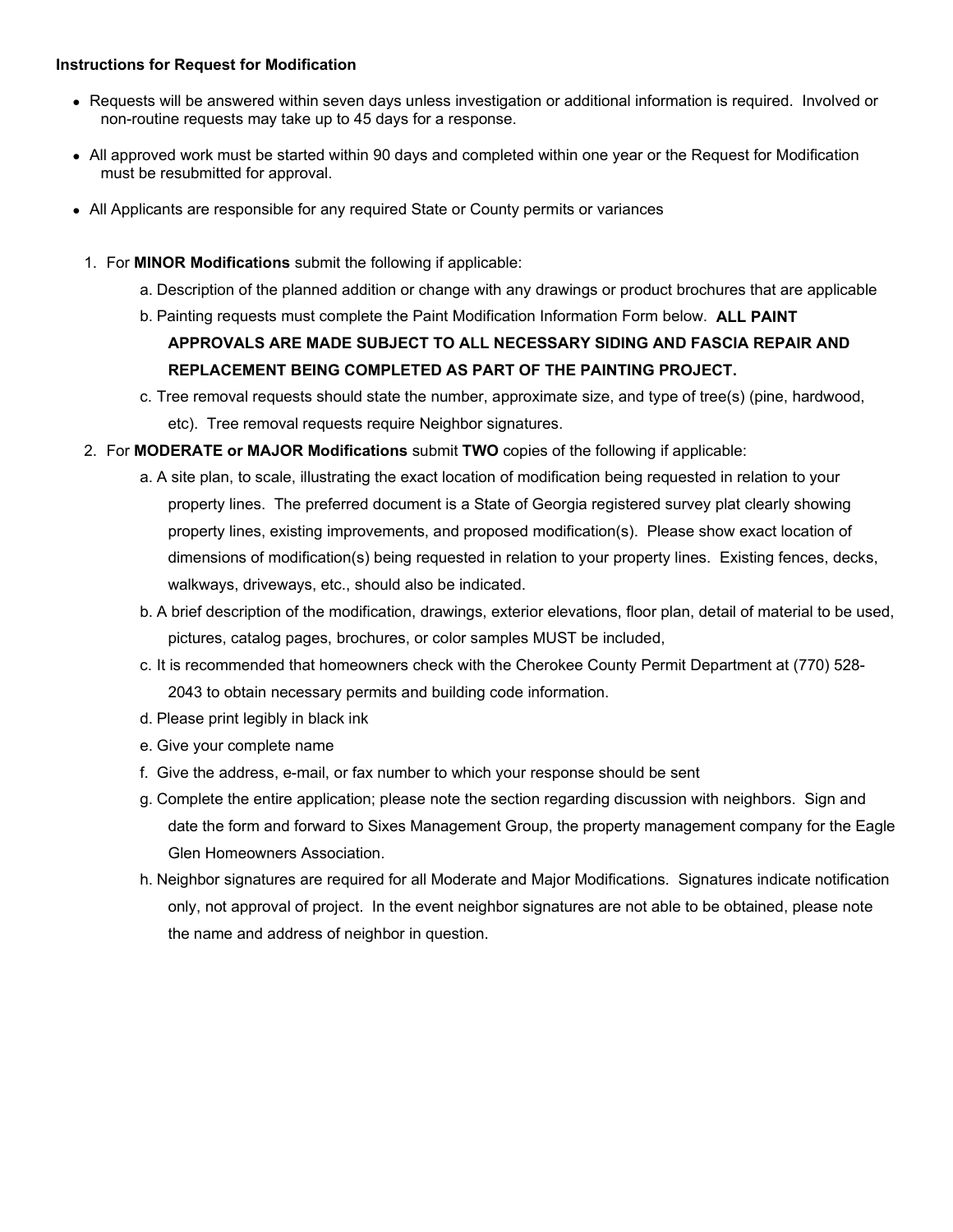**Instructions for Request for Modification**

- Requests will be answered within seven days unless investigation or additional information is required. Involved or non-routine requests may take up to 45 days for a response.
- All approved work must be started within 90 days and completed within one year or the Request for Modification must be resubmitted for approval.
- All Applicants are responsible for any required State or County permits or variances

1. For **MINOR Modifications** submit the following if applicable:
   a. Description of the planned addition or change with any drawings or product brochures that are applicable
   b. Painting requests must complete the Paint Modification Information Form below. **ALL PAINT APPROVALS ARE MADE SUBJECT TO ALL NECESSARY SIDING AND FASCIA REPAIR AND REPLACEMENT BEING COMPLETED AS PART OF THE PAINTING PROJECT.**
   c. Tree removal requests should state the number, approximate size, and type of tree(s) (pine, hardwood, etc). Tree removal requests require Neighbor signatures.
2. For **MODERATE or MAJOR Modifications** submit **TWO** copies of the following if applicable:
   a. A site plan, to scale, illustrating the exact location of modification being requested in relation to your property lines. The preferred document is a State of Georgia registered survey plat clearly showing property lines, existing improvements, and proposed modification(s). Please show exact location of dimensions of modification(s) being requested in relation to your property lines. Existing fences, decks, walkways, driveways, etc., should also be indicated.
   b. A brief description of the modification, drawings, exterior elevations, floor plan, detail of material to be used, pictures, catalog pages, brochures, or color samples MUST be included,
   c. It is recommended that homeowners check with the Cherokee County Permit Department at (770) 528-2043 to obtain necessary permits and building code information.
   d. Please print legibly in black ink
   e. Give your complete name
   f. Give the address, e-mail, or fax number to which your response should be sent
   g. Complete the entire application; please note the section regarding discussion with neighbors. Sign and date the form and forward to Sixes Management Group, the property management company for the Eagle Glen Homeowners Association.
   h. Neighbor signatures are required for all Moderate and Major Modifications. Signatures indicate notification only, not approval of project. In the event neighbor signatures are not able to be obtained, please note the name and address of neighbor in question.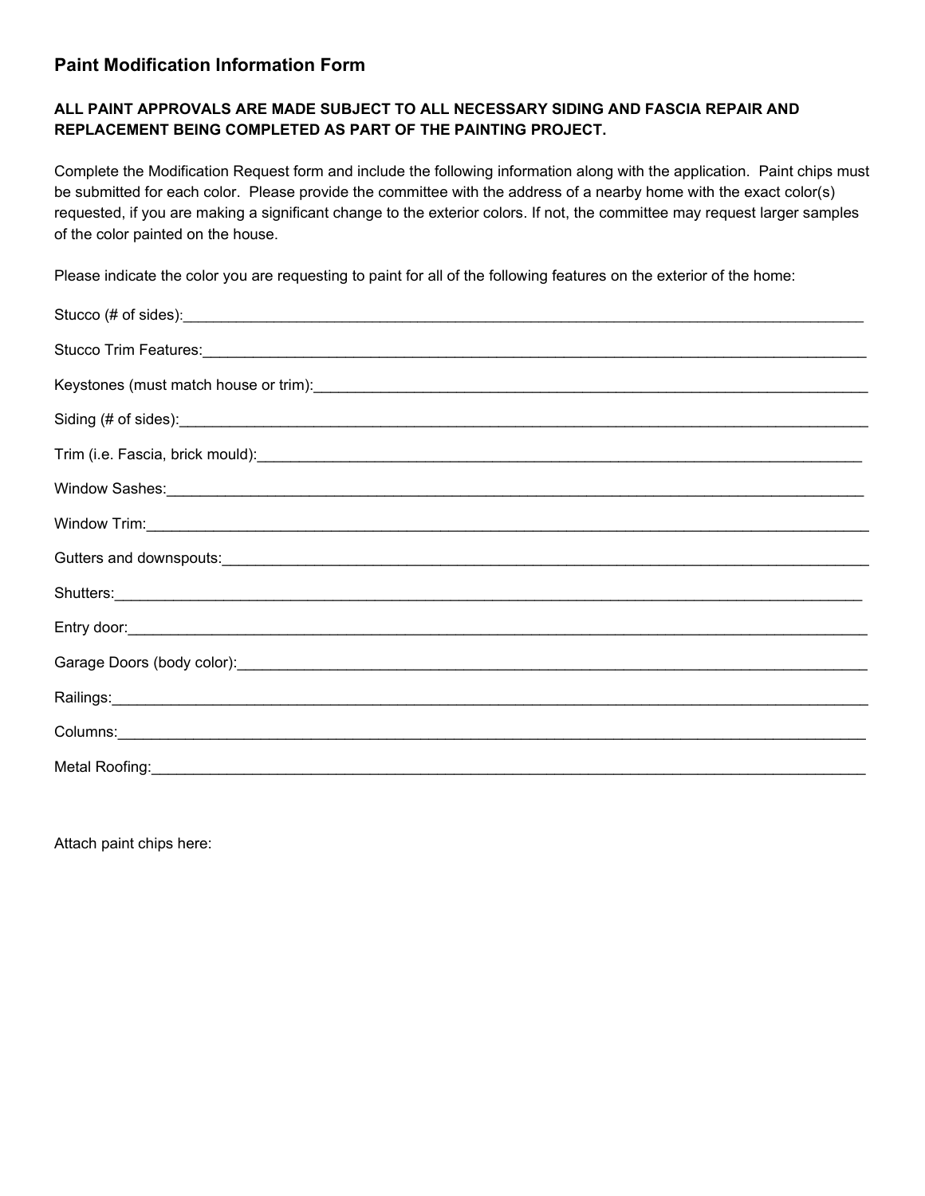## Paint Modification Information Form

**ALL PAINT APPROVALS ARE MADE SUBJECT TO ALL NECESSARY SIDING AND FASCIA REPAIR AND REPLACEMENT BEING COMPLETED AS PART OF THE PAINTING PROJECT.**

Complete the Modification Request form and include the following information along with the application. Paint chips must be submitted for each color. Please provide the committee with the address of a nearby home with the exact color(s) requested, if you are making a significant change to the exterior colors. If not, the committee may request larger samples of the color painted on the house.

Please indicate the color you are requesting to paint for all of the following features on the exterior of the home:

Stucco (# of sides):_______________________________________________

Stucco Trim Features:_______________________________________________

Keystones (must match house or trim):_______________________________________________

Siding (# of sides):_______________________________________________

Trim (i.e. Fascia, brick mould):_______________________________________________

Window Sashes:_______________________________________________

Window Trim:_______________________________________________

Gutters and downspouts:_______________________________________________

Shutters:_______________________________________________

Entry door:_______________________________________________

Garage Doors (body color):_______________________________________________

Railings:_______________________________________________

Columns:_______________________________________________

Metal Roofing:_______________________________________________

Attach paint chips here: